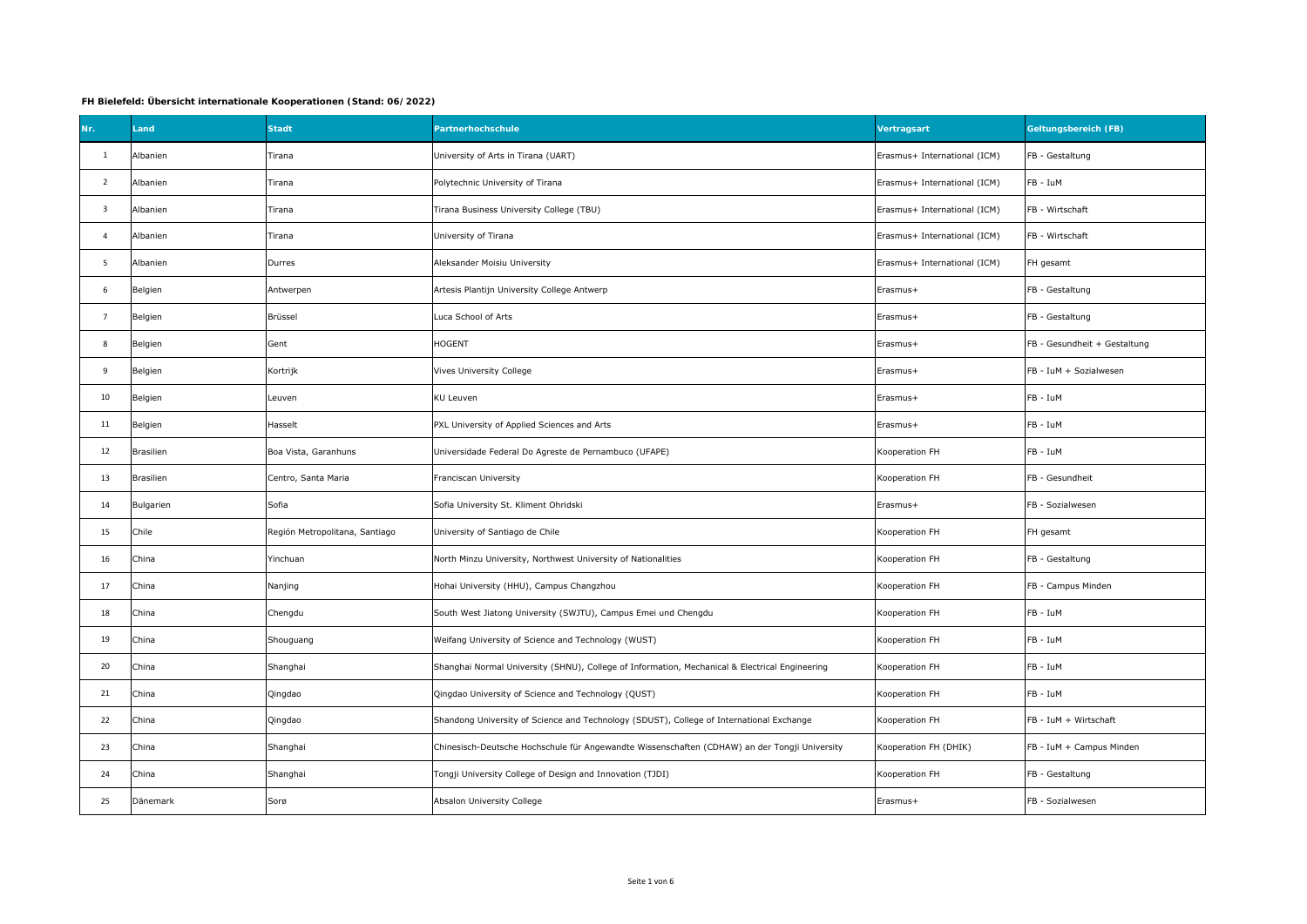**FH Bielefeld: Übersicht internationale Kooperationen (Stand: 06/2022)**

| Nr. | Land | Stadt | Partnerhochschule | Vertragsart | Geltungsbereich (FB) |
|---|---|---|---|---|---|
| 1 | Albanien | Tirana | University of Arts in Tirana (UART) | Erasmus+ International (ICM) | FB - Gestaltung |
| 2 | Albanien | Tirana | Polytechnic University of Tirana | Erasmus+ International (ICM) | FB - IuM |
| 3 | Albanien | Tirana | Tirana Business University College (TBU) | Erasmus+ International (ICM) | FB - Wirtschaft |
| 4 | Albanien | Tirana | University of Tirana | Erasmus+ International (ICM) | FB - Wirtschaft |
| 5 | Albanien | Durres | Aleksander Moisiu University | Erasmus+ International (ICM) | FH gesamt |
| 6 | Belgien | Antwerpen | Artesis Plantijn University College Antwerp | Erasmus+ | FB - Gestaltung |
| 7 | Belgien | Brüssel | Luca School of Arts | Erasmus+ | FB - Gestaltung |
| 8 | Belgien | Gent | HOGENT | Erasmus+ | FB - Gesundheit + Gestaltung |
| 9 | Belgien | Kortrijk | Vives University College | Erasmus+ | FB - IuM + Sozialwesen |
| 10 | Belgien | Leuven | KU Leuven | Erasmus+ | FB - IuM |
| 11 | Belgien | Hasselt | PXL University of Applied Sciences and Arts | Erasmus+ | FB - IuM |
| 12 | Brasilien | Boa Vista, Garanhuns | Universidade Federal Do Agreste de Pernambuco (UFAPE) | Kooperation FH | FB - IuM |
| 13 | Brasilien | Centro, Santa Maria | Franciscan University | Kooperation FH | FB - Gesundheit |
| 14 | Bulgarien | Sofia | Sofia University St. Kliment Ohridski | Erasmus+ | FB - Sozialwesen |
| 15 | Chile | Región Metropolitana, Santiago | University of Santiago de Chile | Kooperation FH | FH gesamt |
| 16 | China | Yinchuan | North Minzu University, Northwest University of Nationalities | Kooperation FH | FB - Gestaltung |
| 17 | China | Nanjing | Hohai University (HHU), Campus Changzhou | Kooperation FH | FB - Campus Minden |
| 18 | China | Chengdu | South West Jiatong University (SWJTU), Campus Emei und Chengdu | Kooperation FH | FB - IuM |
| 19 | China | Shouguang | Weifang University of Science and Technology (WUST) | Kooperation FH | FB - IuM |
| 20 | China | Shanghai | Shanghai Normal University (SHNU), College of Information, Mechanical & Electrical Engineering | Kooperation FH | FB - IuM |
| 21 | China | Qingdao | Qingdao University of Science and Technology (QUST) | Kooperation FH | FB - IuM |
| 22 | China | Qingdao | Shandong University of Science and Technology (SDUST), College of International Exchange | Kooperation FH | FB - IuM + Wirtschaft |
| 23 | China | Shanghai | Chinesisch-Deutsche Hochschule für Angewandte Wissenschaften (CDHAW) an der Tongji University | Kooperation FH (DHIK) | FB - IuM + Campus Minden |
| 24 | China | Shanghai | Tongji University College of Design and Innovation (TJDI) | Kooperation FH | FB - Gestaltung |
| 25 | Dänemark | Sorø | Absalon University College | Erasmus+ | FB - Sozialwesen |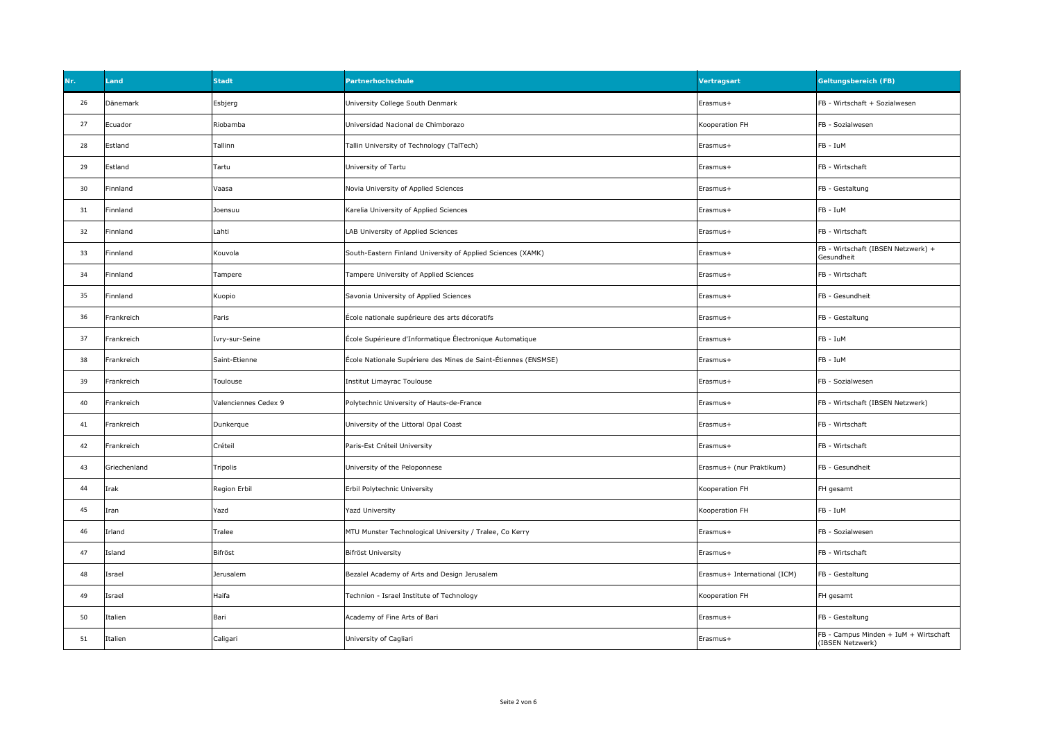| Nr. | Land | Stadt | Partnerhochschule | Vertragsart | Geltungsbereich (FB) |
|---|---|---|---|---|---|
| 26 | Dänemark | Esbjerg | University College South Denmark | Erasmus+ | FB - Wirtschaft + Sozialwesen |
| 27 | Ecuador | Riobamba | Universidad Nacional de Chimborazo | Kooperation FH | FB - Sozialwesen |
| 28 | Estland | Tallinn | Tallin University of Technology (TalTech) | Erasmus+ | FB - IuM |
| 29 | Estland | Tartu | University of Tartu | Erasmus+ | FB - Wirtschaft |
| 30 | Finnland | Vaasa | Novia University of Applied Sciences | Erasmus+ | FB - Gestaltung |
| 31 | Finnland | Joensuu | Karelia University of Applied Sciences | Erasmus+ | FB - IuM |
| 32 | Finnland | Lahti | LAB University of Applied Sciences | Erasmus+ | FB - Wirtschaft |
| 33 | Finnland | Kouvola | South-Eastern Finland University of Applied Sciences (XAMK) | Erasmus+ | FB - Wirtschaft (IBSEN Netzwerk) + Gesundheit |
| 34 | Finnland | Tampere | Tampere University of Applied Sciences | Erasmus+ | FB - Wirtschaft |
| 35 | Finnland | Kuopio | Savonia University of Applied Sciences | Erasmus+ | FB - Gesundheit |
| 36 | Frankreich | Paris | École nationale supérieure des arts décoratifs | Erasmus+ | FB - Gestaltung |
| 37 | Frankreich | Ivry-sur-Seine | École Supérieure d'Informatique Électronique Automatique | Erasmus+ | FB - IuM |
| 38 | Frankreich | Saint-Etienne | École Nationale Supériere des Mines de Saint-Étiennes (ENSMSE) | Erasmus+ | FB - IuM |
| 39 | Frankreich | Toulouse | Institut Limayrac Toulouse | Erasmus+ | FB - Sozialwesen |
| 40 | Frankreich | Valenciennes Cedex 9 | Polytechnic University of Hauts-de-France | Erasmus+ | FB - Wirtschaft (IBSEN Netzwerk) |
| 41 | Frankreich | Dunkerque | University of the Littoral Opal Coast | Erasmus+ | FB - Wirtschaft |
| 42 | Frankreich | Créteil | Paris-Est Créteil University | Erasmus+ | FB - Wirtschaft |
| 43 | Griechenland | Tripolis | University of the Peloponnese | Erasmus+ (nur Praktikum) | FB - Gesundheit |
| 44 | Irak | Region Erbil | Erbil Polytechnic University | Kooperation FH | FH gesamt |
| 45 | Iran | Yazd | Yazd University | Kooperation FH | FB - IuM |
| 46 | Irland | Tralee | MTU Munster Technological University / Tralee, Co Kerry | Erasmus+ | FB - Sozialwesen |
| 47 | Island | Bifröst | Bifröst University | Erasmus+ | FB - Wirtschaft |
| 48 | Israel | Jerusalem | Bezalel Academy of Arts and Design Jerusalem | Erasmus+ International (ICM) | FB - Gestaltung |
| 49 | Israel | Haifa | Technion - Israel Institute of Technology | Kooperation FH | FH gesamt |
| 50 | Italien | Bari | Academy of Fine Arts of Bari | Erasmus+ | FB - Gestaltung |
| 51 | Italien | Caligari | University of Cagliari | Erasmus+ | FB - Campus Minden + IuM + Wirtschaft (IBSEN Netzwerk) |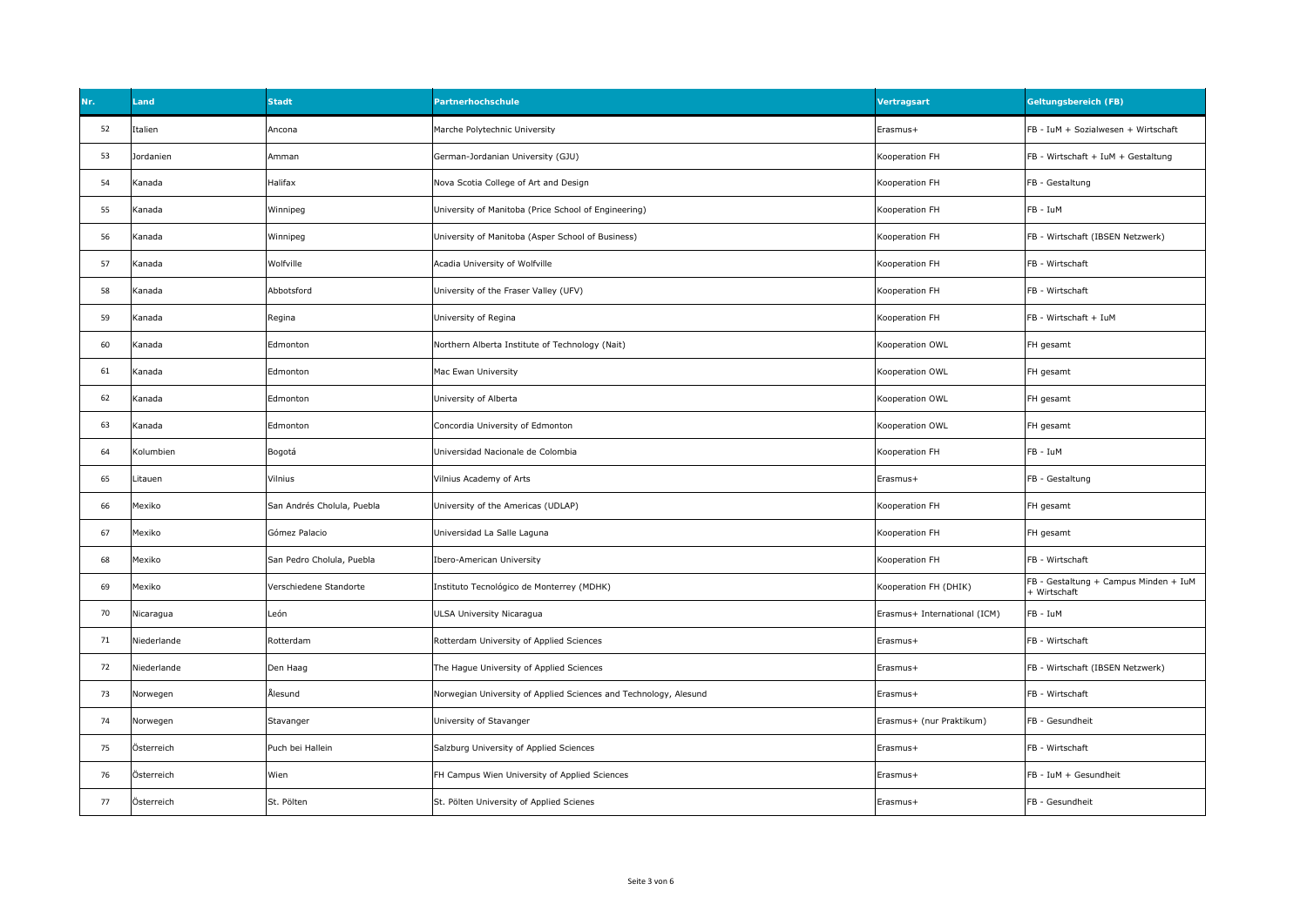| Nr. | Land | Stadt | Partnerhochschule | Vertragsart | Geltungsbereich (FB) |
|---|---|---|---|---|---|
| 52 | Italien | Ancona | Marche Polytechnic University | Erasmus+ | FB - IuM + Sozialwesen + Wirtschaft |
| 53 | Jordanien | Amman | German-Jordanian University (GJU) | Kooperation FH | FB - Wirtschaft + IuM + Gestaltung |
| 54 | Kanada | Halifax | Nova Scotia College of Art and Design | Kooperation FH | FB - Gestaltung |
| 55 | Kanada | Winnipeg | University of Manitoba (Price School of Engineering) | Kooperation FH | FB - IuM |
| 56 | Kanada | Winnipeg | University of Manitoba (Asper School of Business) | Kooperation FH | FB - Wirtschaft (IBSEN Netzwerk) |
| 57 | Kanada | Wolfville | Acadia University of Wolfville | Kooperation FH | FB - Wirtschaft |
| 58 | Kanada | Abbotsford | University of the Fraser Valley (UFV) | Kooperation FH | FB - Wirtschaft |
| 59 | Kanada | Regina | University of Regina | Kooperation FH | FB - Wirtschaft + IuM |
| 60 | Kanada | Edmonton | Northern Alberta Institute of Technology (Nait) | Kooperation OWL | FH gesamt |
| 61 | Kanada | Edmonton | Mac Ewan University | Kooperation OWL | FH gesamt |
| 62 | Kanada | Edmonton | University of Alberta | Kooperation OWL | FH gesamt |
| 63 | Kanada | Edmonton | Concordia University of Edmonton | Kooperation OWL | FH gesamt |
| 64 | Kolumbien | Bogotá | Universidad Nacionale de Colombia | Kooperation FH | FB - IuM |
| 65 | Litauen | Vilnius | Vilnius Academy of Arts | Erasmus+ | FB - Gestaltung |
| 66 | Mexiko | San Andrés Cholula, Puebla | University of the Americas (UDLAP) | Kooperation FH | FH gesamt |
| 67 | Mexiko | Gómez Palacio | Universidad La Salle Laguna | Kooperation FH | FH gesamt |
| 68 | Mexiko | San Pedro Cholula, Puebla | Ibero-American University | Kooperation FH | FB - Wirtschaft |
| 69 | Mexiko | Verschiedene Standorte | Instituto Tecnológico de Monterrey (MDHK) | Kooperation FH (DHIK) | FB - Gestaltung + Campus Minden + IuM + Wirtschaft |
| 70 | Nicaragua | León | ULSA University Nicaragua | Erasmus+ International (ICM) | FB - IuM |
| 71 | Niederlande | Rotterdam | Rotterdam University of Applied Sciences | Erasmus+ | FB - Wirtschaft |
| 72 | Niederlande | Den Haag | The Hague University of Applied Sciences | Erasmus+ | FB - Wirtschaft (IBSEN Netzwerk) |
| 73 | Norwegen | Ålesund | Norwegian University of Applied Sciences and Technology, Alesund | Erasmus+ | FB - Wirtschaft |
| 74 | Norwegen | Stavanger | University of Stavanger | Erasmus+ (nur Praktikum) | FB - Gesundheit |
| 75 | Österreich | Puch bei Hallein | Salzburg University of Applied Sciences | Erasmus+ | FB - Wirtschaft |
| 76 | Österreich | Wien | FH Campus Wien University of Applied Sciences | Erasmus+ | FB - IuM + Gesundheit |
| 77 | Österreich | St. Pölten | St. Pölten University of Applied Scienes | Erasmus+ | FB - Gesundheit |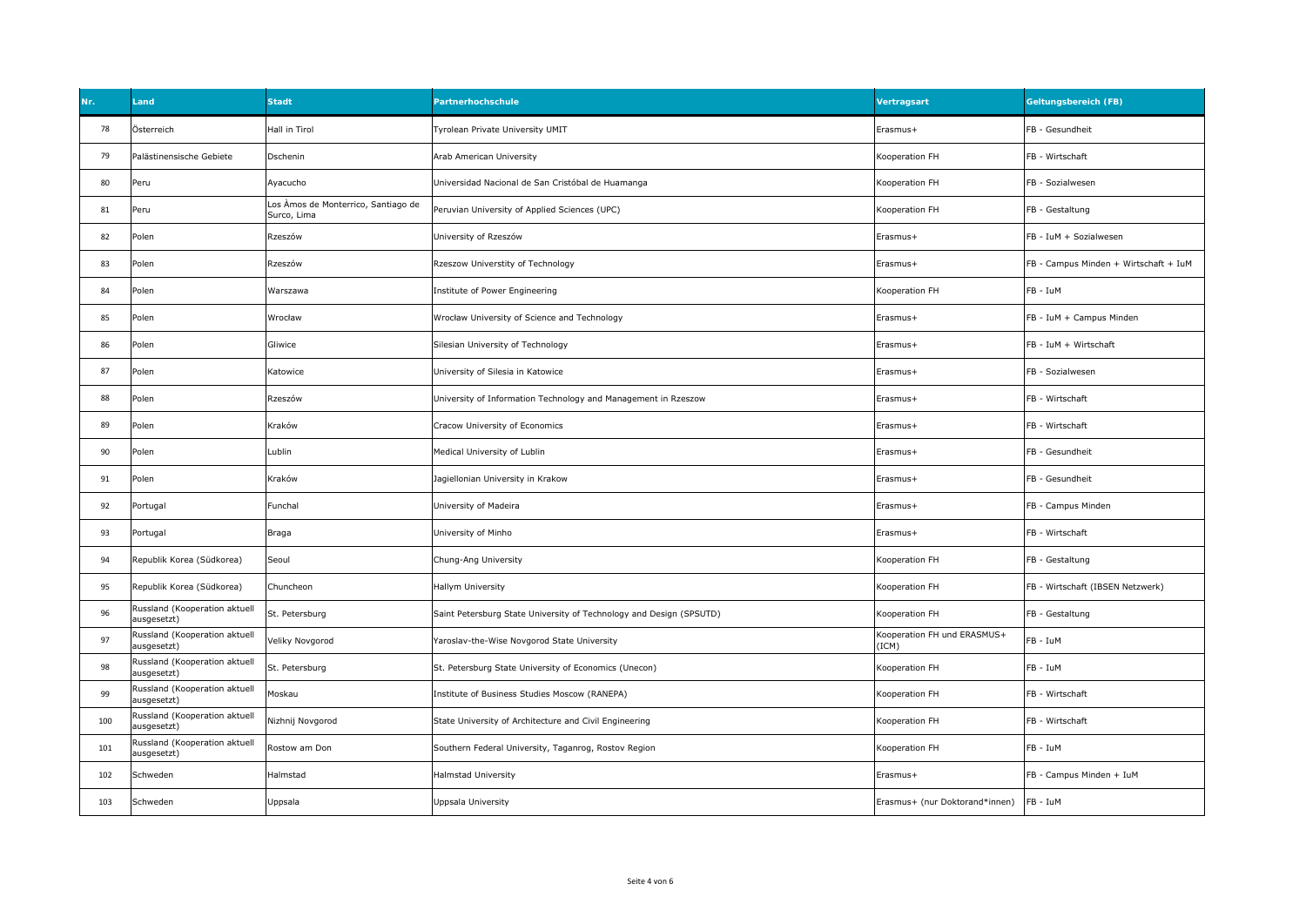| Nr. | Land | Stadt | Partnerhochschule | Vertragsart | Geltungsbereich (FB) |
|---|---|---|---|---|---|
| 78 | Österreich | Hall in Tirol | Tyrolean Private University UMIT | Erasmus+ | FB - Gesundheit |
| 79 | Palästinensische Gebiete | Dschenin | Arab American University | Kooperation FH | FB - Wirtschaft |
| 80 | Peru | Ayacucho | Universidad Nacional de San Cristóbal de Huamanga | Kooperation FH | FB - Sozialwesen |
| 81 | Peru | Los Àmos de Monterrico, Santiago de Surco, Lima | Peruvian University of Applied Sciences (UPC) | Kooperation FH | FB - Gestaltung |
| 82 | Polen | Rzeszów | University of Rzeszów | Erasmus+ | FB - IuM + Sozialwesen |
| 83 | Polen | Rzeszów | Rzeszow Universtity of Technology | Erasmus+ | FB - Campus Minden + Wirtschaft + IuM |
| 84 | Polen | Warszawa | Institute of Power Engineering | Kooperation FH | FB - IuM |
| 85 | Polen | Wrocław | Wrocław University of Science and Technology | Erasmus+ | FB - IuM + Campus Minden |
| 86 | Polen | Gliwice | Silesian University of Technology | Erasmus+ | FB - IuM + Wirtschaft |
| 87 | Polen | Katowice | University of Silesia in Katowice | Erasmus+ | FB - Sozialwesen |
| 88 | Polen | Rzeszów | University of Information Technology and Management in Rzeszow | Erasmus+ | FB - Wirtschaft |
| 89 | Polen | Kraków | Cracow University of Economics | Erasmus+ | FB - Wirtschaft |
| 90 | Polen | Lublin | Medical University of Lublin | Erasmus+ | FB - Gesundheit |
| 91 | Polen | Kraków | Jagiellonian University in Krakow | Erasmus+ | FB - Gesundheit |
| 92 | Portugal | Funchal | University of Madeira | Erasmus+ | FB - Campus Minden |
| 93 | Portugal | Braga | University of Minho | Erasmus+ | FB - Wirtschaft |
| 94 | Republik Korea (Südkorea) | Seoul | Chung-Ang University | Kooperation FH | FB - Gestaltung |
| 95 | Republik Korea (Südkorea) | Chuncheon | Hallym University | Kooperation FH | FB - Wirtschaft (IBSEN Netzwerk) |
| 96 | Russland (Kooperation aktuell ausgesetzt) | St. Petersburg | Saint Petersburg State University of Technology and Design (SPSUTD) | Kooperation FH | FB - Gestaltung |
| 97 | Russland (Kooperation aktuell ausgesetzt) | Veliky Novgorod | Yaroslav-the-Wise Novgorod State University | Kooperation FH und ERASMUS+ (ICM) | FB - IuM |
| 98 | Russland (Kooperation aktuell ausgesetzt) | St. Petersburg | St. Petersburg State University of Economics (Unecon) | Kooperation FH | FB - IuM |
| 99 | Russland (Kooperation aktuell ausgesetzt) | Moskau | Institute of Business Studies Moscow (RANEPA) | Kooperation FH | FB - Wirtschaft |
| 100 | Russland (Kooperation aktuell ausgesetzt) | Nizhnij Novgorod | State University of Architecture and Civil Engineering | Kooperation FH | FB - Wirtschaft |
| 101 | Russland (Kooperation aktuell ausgesetzt) | Rostow am Don | Southern Federal University, Taganrog, Rostov Region | Kooperation FH | FB - IuM |
| 102 | Schweden | Halmstad | Halmstad University | Erasmus+ | FB - Campus Minden + IuM |
| 103 | Schweden | Uppsala | Uppsala University | Erasmus+ (nur Doktorand*innen) | FB - IuM |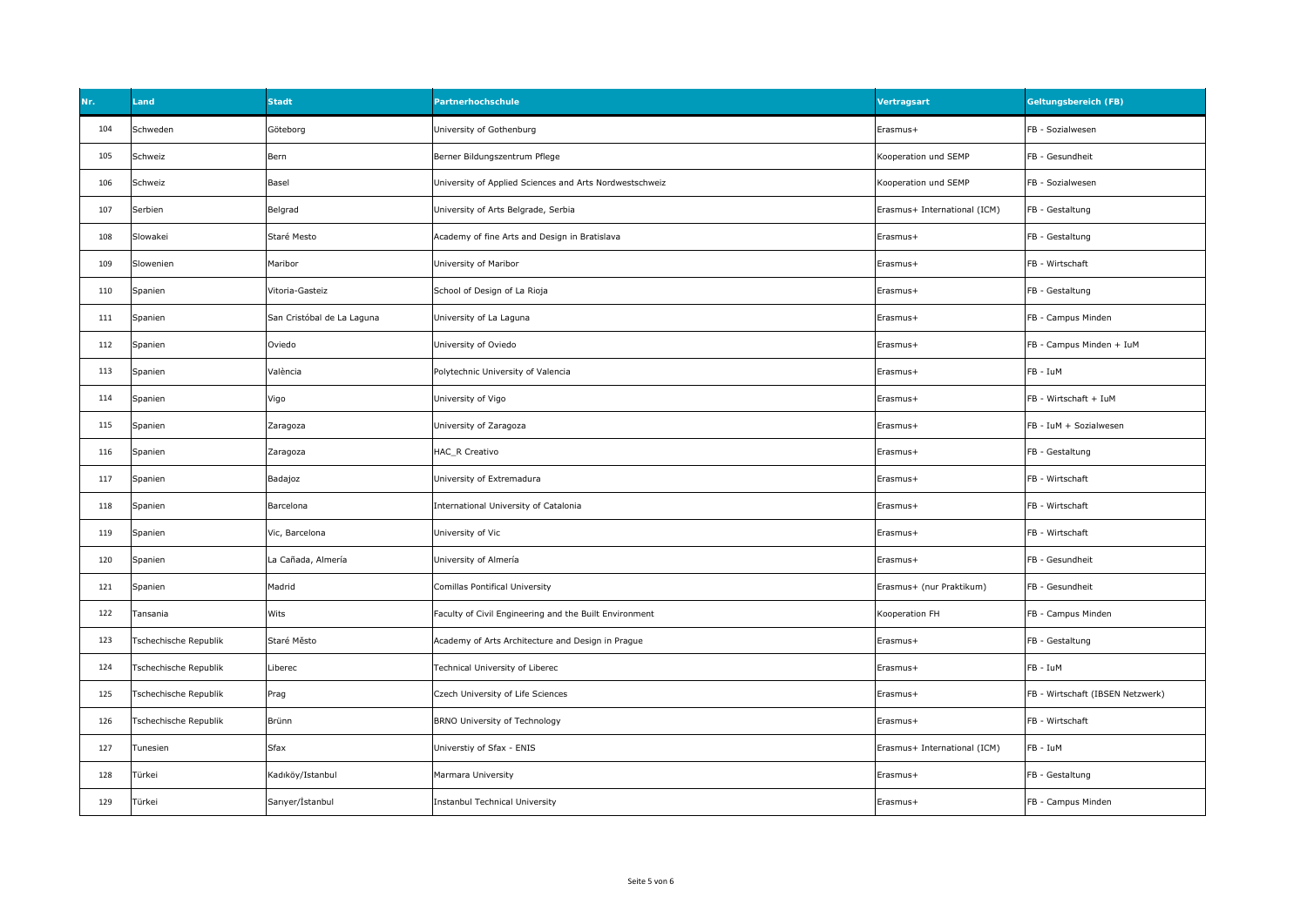| Nr. | Land | Stadt | Partnerhochschule | Vertragsart | Geltungsbereich (FB) |
|---|---|---|---|---|---|
| 104 | Schweden | Göteborg | University of Gothenburg | Erasmus+ | FB - Sozialwesen |
| 105 | Schweiz | Bern | Berner Bildungszentrum Pflege | Kooperation und SEMP | FB - Gesundheit |
| 106 | Schweiz | Basel | University of Applied Sciences and Arts Nordwestschweiz | Kooperation und SEMP | FB - Sozialwesen |
| 107 | Serbien | Belgrad | University of Arts Belgrade, Serbia | Erasmus+ International (ICM) | FB - Gestaltung |
| 108 | Slowakei | Staré Mesto | Academy of fine Arts and Design in Bratislava | Erasmus+ | FB - Gestaltung |
| 109 | Slowenien | Maribor | University of Maribor | Erasmus+ | FB - Wirtschaft |
| 110 | Spanien | Vitoria-Gasteiz | School of Design of La Rioja | Erasmus+ | FB - Gestaltung |
| 111 | Spanien | San Cristóbal de La Laguna | University of La Laguna | Erasmus+ | FB - Campus Minden |
| 112 | Spanien | Oviedo | University of Oviedo | Erasmus+ | FB - Campus Minden + IuM |
| 113 | Spanien | València | Polytechnic University of Valencia | Erasmus+ | FB - IuM |
| 114 | Spanien | Vigo | University of Vigo | Erasmus+ | FB - Wirtschaft + IuM |
| 115 | Spanien | Zaragoza | University of Zaragoza | Erasmus+ | FB - IuM + Sozialwesen |
| 116 | Spanien | Zaragoza | HAC_R Creativo | Erasmus+ | FB - Gestaltung |
| 117 | Spanien | Badajoz | University of Extremadura | Erasmus+ | FB - Wirtschaft |
| 118 | Spanien | Barcelona | International University of Catalonia | Erasmus+ | FB - Wirtschaft |
| 119 | Spanien | Vic, Barcelona | University of Vic | Erasmus+ | FB - Wirtschaft |
| 120 | Spanien | La Cañada, Almería | University of Almería | Erasmus+ | FB - Gesundheit |
| 121 | Spanien | Madrid | Comillas Pontifical University | Erasmus+ (nur Praktikum) | FB - Gesundheit |
| 122 | Tansania | Wits | Faculty of Civil Engineering and the Built Environment | Kooperation FH | FB - Campus Minden |
| 123 | Tschechische Republik | Staré Město | Academy of Arts Architecture and Design in Prague | Erasmus+ | FB - Gestaltung |
| 124 | Tschechische Republik | Liberec | Technical University of Liberec | Erasmus+ | FB - IuM |
| 125 | Tschechische Republik | Prag | Czech University of Life Sciences | Erasmus+ | FB - Wirtschaft (IBSEN Netzwerk) |
| 126 | Tschechische Republik | Brünn | BRNO University of Technology | Erasmus+ | FB - Wirtschaft |
| 127 | Tunesien | Sfax | Universtiy of Sfax - ENIS | Erasmus+ International (ICM) | FB - IuM |
| 128 | Türkei | Kadıköy/Istanbul | Marmara University | Erasmus+ | FB - Gestaltung |
| 129 | Türkei | Sarıyer/İstanbul | Instanbul Technical University | Erasmus+ | FB - Campus Minden |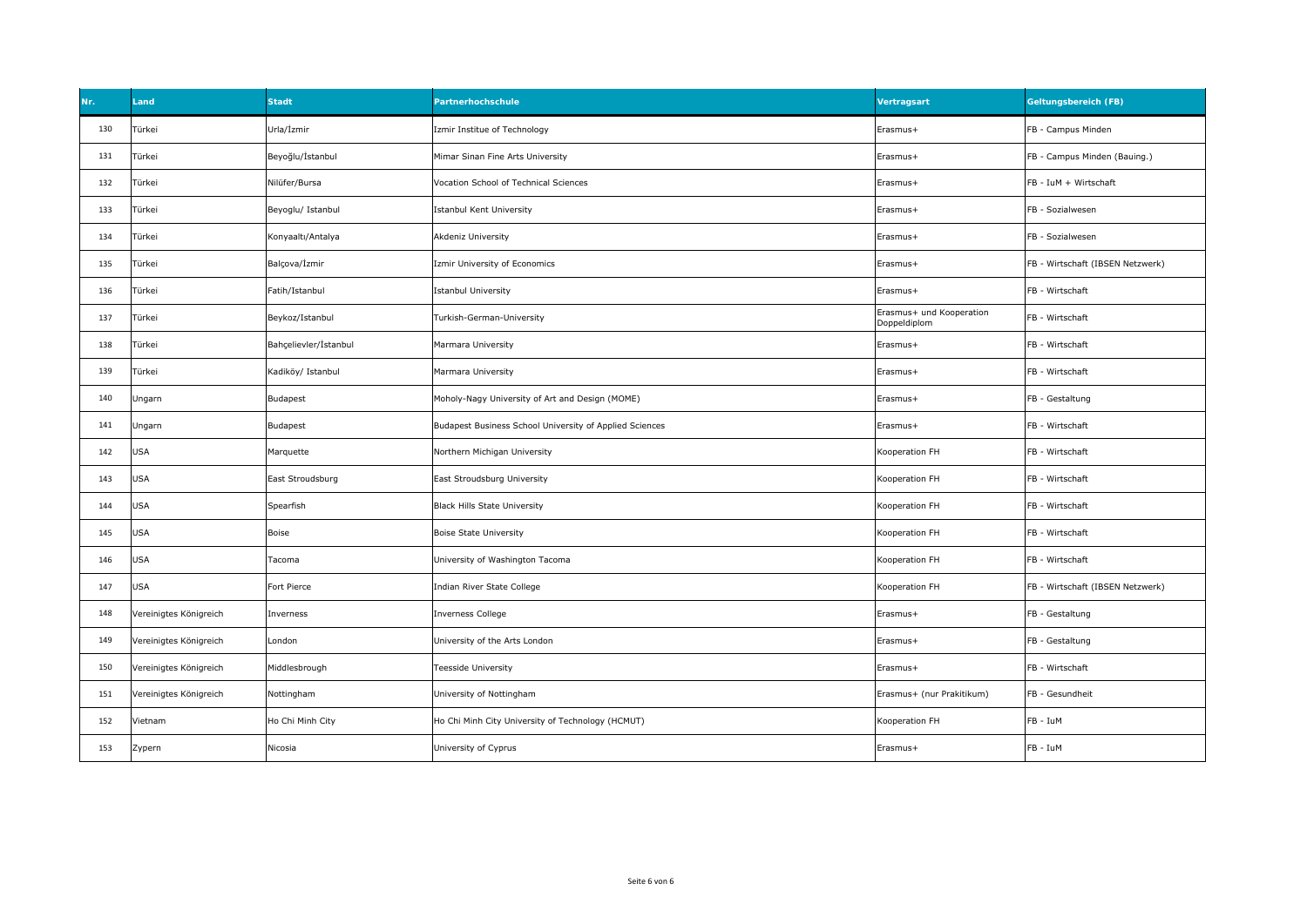| Nr. | Land | Stadt | Partnerhochschule | Vertragsart | Geltungsbereich (FB) |
|---|---|---|---|---|---|
| 130 | Türkei | Urla/İzmir | Izmir Institue of Technology | Erasmus+ | FB - Campus Minden |
| 131 | Türkei | Beyoğlu/İstanbul | Mimar Sinan Fine Arts University | Erasmus+ | FB - Campus Minden (Bauing.) |
| 132 | Türkei | Nilüfer/Bursa | Vocation School of Technical Sciences | Erasmus+ | FB - IuM + Wirtschaft |
| 133 | Türkei | Beyoglu/ Istanbul | Istanbul Kent University | Erasmus+ | FB - Sozialwesen |
| 134 | Türkei | Konyaaltı/Antalya | Akdeniz University | Erasmus+ | FB - Sozialwesen |
| 135 | Türkei | Balçova/İzmir | Izmir University of Economics | Erasmus+ | FB - Wirtschaft (IBSEN Netzwerk) |
| 136 | Türkei | Fatih/Istanbul | Istanbul University | Erasmus+ | FB - Wirtschaft |
| 137 | Türkei | Beykoz/Istanbul | Turkish-German-University | Erasmus+ und Kooperation Doppeldiplom | FB - Wirtschaft |
| 138 | Türkei | Bahçelievler/İstanbul | Marmara University | Erasmus+ | FB - Wirtschaft |
| 139 | Türkei | Kadiköy/ Istanbul | Marmara University | Erasmus+ | FB - Wirtschaft |
| 140 | Ungarn | Budapest | Moholy-Nagy University of Art and Design (MOME) | Erasmus+ | FB - Gestaltung |
| 141 | Ungarn | Budapest | Budapest Business School University of Applied Sciences | Erasmus+ | FB - Wirtschaft |
| 142 | USA | Marquette | Northern Michigan University | Kooperation FH | FB - Wirtschaft |
| 143 | USA | East Stroudsburg | East Stroudsburg University | Kooperation FH | FB - Wirtschaft |
| 144 | USA | Spearfish | Black Hills State University | Kooperation FH | FB - Wirtschaft |
| 145 | USA | Boise | Boise State University | Kooperation FH | FB - Wirtschaft |
| 146 | USA | Tacoma | University of Washington Tacoma | Kooperation FH | FB - Wirtschaft |
| 147 | USA | Fort Pierce | Indian River State College | Kooperation FH | FB - Wirtschaft (IBSEN Netzwerk) |
| 148 | Vereinigtes Königreich | Inverness | Inverness College | Erasmus+ | FB - Gestaltung |
| 149 | Vereinigtes Königreich | London | University of the Arts London | Erasmus+ | FB - Gestaltung |
| 150 | Vereinigtes Königreich | Middlesbrough | Teesside University | Erasmus+ | FB - Wirtschaft |
| 151 | Vereinigtes Königreich | Nottingham | University of Nottingham | Erasmus+ (nur Prakitikum) | FB - Gesundheit |
| 152 | Vietnam | Ho Chi Minh City | Ho Chi Minh City University of Technology (HCMUT) | Kooperation FH | FB - IuM |
| 153 | Zypern | Nicosia | University of Cyprus | Erasmus+ | FB - IuM |